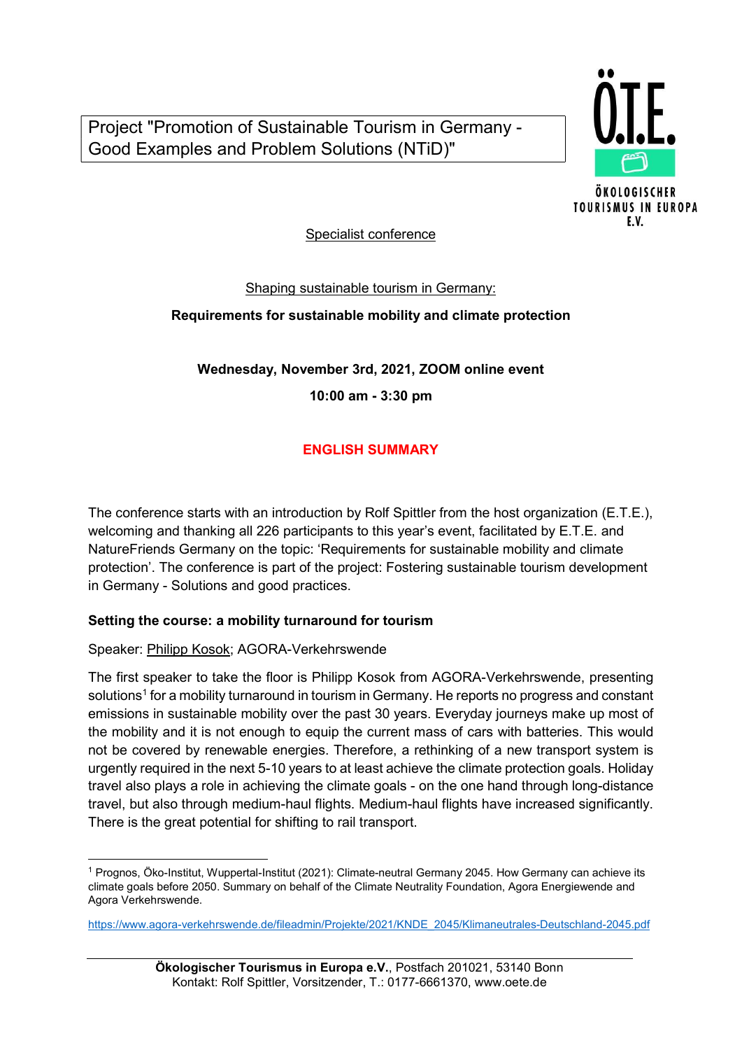Project "Promotion of Sustainable Tourism in Germany - Good Examples and Problem Solutions (NTiD)"

ÖTE.
ÖKOLOGISCHER TOURISMUS IN EUROPA E.V.

Specialist conference

Shaping sustainable tourism in Germany:

**Requirements for sustainable mobility and climate protection**

**Wednesday, November 3rd, 2021, ZOOM online event**

**10:00 am - 3:30 pm**

**ENGLISH SUMMARY**

The conference starts with an introduction by Rolf Spittler from the host organization (E.T.E.), welcoming and thanking all 226 participants to this year's event, facilitated by E.T.E. and NatureFriends Germany on the topic: 'Requirements for sustainable mobility and climate protection'. The conference is part of the project: Fostering sustainable tourism development in Germany - Solutions and good practices.

### Setting the course: a mobility turnaround for tourism

Speaker: Philipp Kosok; AGORA-Verkehrswende

The first speaker to take the floor is Philipp Kosok from AGORA-Verkehrswende, presenting solutions[1] for a mobility turnaround in tourism in Germany. He reports no progress and constant emissions in sustainable mobility over the past 30 years. Everyday journeys make up most of the mobility and it is not enough to equip the current mass of cars with batteries. This would not be covered by renewable energies. Therefore, a rethinking of a new transport system is urgently required in the next 5-10 years to at least achieve the climate protection goals. Holiday travel also plays a role in achieving the climate goals - on the one hand through long-distance travel, but also through medium-haul flights. Medium-haul flights have increased significantly. There is the great potential for shifting to rail transport.

[1] Prognos, Öko-Institut, Wuppertal-Institut (2021): Climate-neutral Germany 2045. How Germany can achieve its climate goals before 2050. Summary on behalf of the Climate Neutrality Foundation, Agora Energiewende and Agora Verkehrswende.

https://www.agora-verkehrswende.de/fileadmin/Projekte/2021/KNDE_2045/Klimaneutrales-Deutschland-2045.pdf

**Ökologischer Tourismus in Europa e.V.**, Postfach 201021, 53140 Bonn
Kontakt: Rolf Spittler, Vorsitzender, T.: 0177-6661370, www.oete.de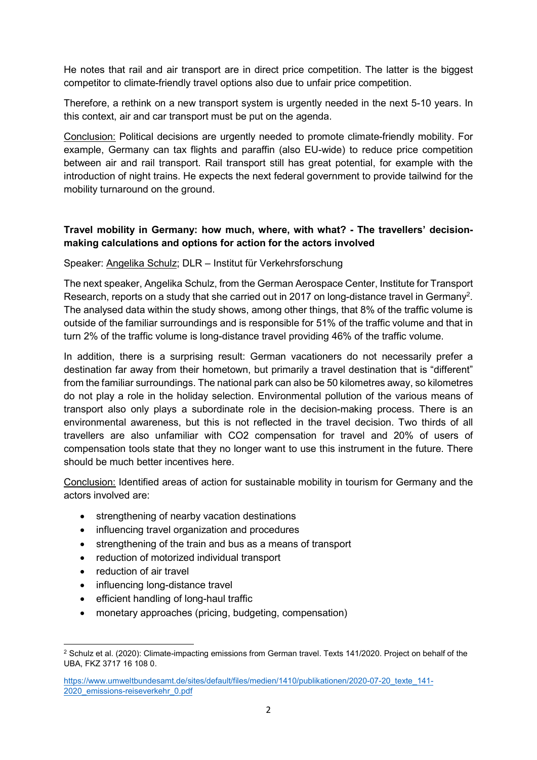He notes that rail and air transport are in direct price competition. The latter is the biggest competitor to climate-friendly travel options also due to unfair price competition.

Therefore, a rethink on a new transport system is urgently needed in the next 5-10 years. In this context, air and car transport must be put on the agenda.

Conclusion: Political decisions are urgently needed to promote climate-friendly mobility. For example, Germany can tax flights and paraffin (also EU-wide) to reduce price competition between air and rail transport. Rail transport still has great potential, for example with the introduction of night trains. He expects the next federal government to provide tailwind for the mobility turnaround on the ground.

**Travel mobility in Germany: how much, where, with what? - The travellers' decision-making calculations and options for action for the actors involved**

Speaker: Angelika Schulz; DLR – Institut für Verkehrsforschung

The next speaker, Angelika Schulz, from the German Aerospace Center, Institute for Transport Research, reports on a study that she carried out in 2017 on long-distance travel in Germany[2]. The analysed data within the study shows, among other things, that 8% of the traffic volume is outside of the familiar surroundings and is responsible for 51% of the traffic volume and that in turn 2% of the traffic volume is long-distance travel providing 46% of the traffic volume.

In addition, there is a surprising result: German vacationers do not necessarily prefer a destination far away from their hometown, but primarily a travel destination that is "different" from the familiar surroundings. The national park can also be 50 kilometres away, so kilometres do not play a role in the holiday selection. Environmental pollution of the various means of transport also only plays a subordinate role in the decision-making process. There is an environmental awareness, but this is not reflected in the travel decision. Two thirds of all travellers are also unfamiliar with $CO_2$ compensation for travel and 20% of users of compensation tools state that they no longer want to use this instrument in the future. There should be much better incentives here.

Conclusion: Identified areas of action for sustainable mobility in tourism for Germany and the actors involved are:

- strengthening of nearby vacation destinations
- influencing travel organization and procedures
- strengthening of the train and bus as a means of transport
- reduction of motorized individual transport
- reduction of air travel
- influencing long-distance travel
- efficient handling of long-haul traffic
- monetary approaches (pricing, budgeting, compensation)

[2] Schulz et al. (2020): Climate-impacting emissions from German travel. Texts 141/2020. Project on behalf of the UBA, FKZ 3717 16 108 0.

https://www.umweltbundesamt.de/sites/default/files/medien/1410/publikationen/2020-07-20_texte_141-2020_emissions-reiseverkehr_0.pdf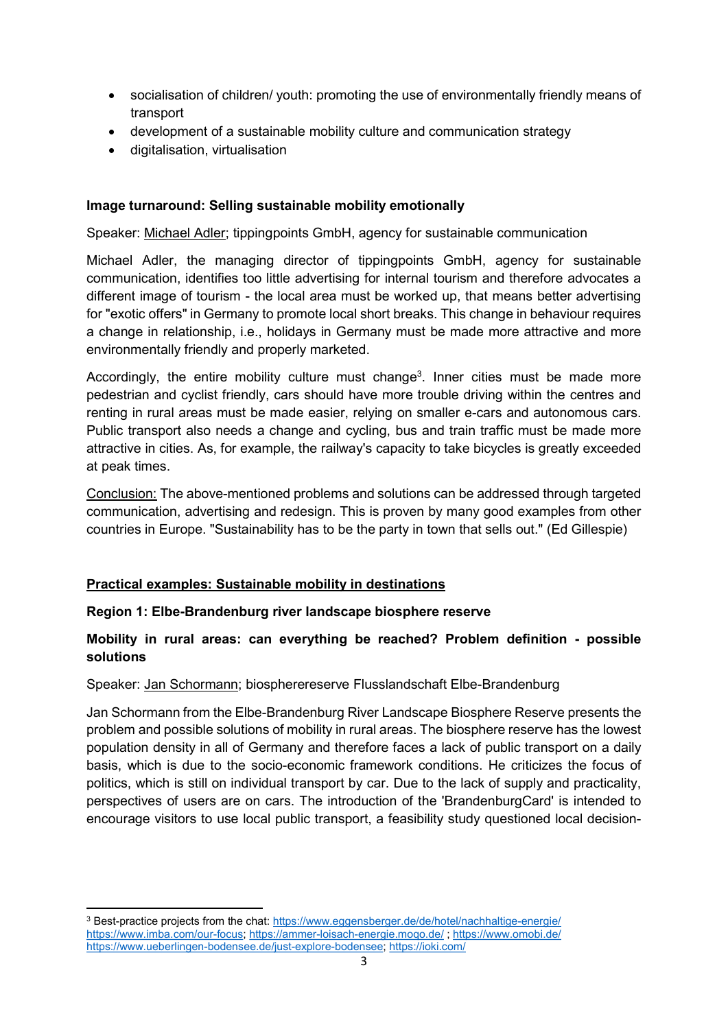- socialisation of children/ youth: promoting the use of environmentally friendly means of transport
- development of a sustainable mobility culture and communication strategy
- digitalisation, virtualisation

**Image turnaround: Selling sustainable mobility emotionally**

Speaker: Michael Adler; tippingpoints GmbH, agency for sustainable communication

Michael Adler, the managing director of tippingpoints GmbH, agency for sustainable communication, identifies too little advertising for internal tourism and therefore advocates a different image of tourism - the local area must be worked up, that means better advertising for "exotic offers" in Germany to promote local short breaks. This change in behaviour requires a change in relationship, i.e., holidays in Germany must be made more attractive and more environmentally friendly and properly marketed.

Accordingly, the entire mobility culture must change[3]. Inner cities must be made more pedestrian and cyclist friendly, cars should have more trouble driving within the centres and renting in rural areas must be made easier, relying on smaller e-cars and autonomous cars. Public transport also needs a change and cycling, bus and train traffic must be made more attractive in cities. As, for example, the railway's capacity to take bicycles is greatly exceeded at peak times.

Conclusion: The above-mentioned problems and solutions can be addressed through targeted communication, advertising and redesign. This is proven by many good examples from other countries in Europe. "Sustainability has to be the party in town that sells out." (Ed Gillespie)

## Practical examples: Sustainable mobility in destinations

**Region 1: Elbe-Brandenburg river landscape biosphere reserve**

**Mobility in rural areas: can everything be reached? Problem definition - possible solutions**

Speaker: Jan Schormann; biospherereserve Flusslandschaft Elbe-Brandenburg

Jan Schormann from the Elbe-Brandenburg River Landscape Biosphere Reserve presents the problem and possible solutions of mobility in rural areas. The biosphere reserve has the lowest population density in all of Germany and therefore faces a lack of public transport on a daily basis, which is due to the socio-economic framework conditions. He criticizes the focus of politics, which is still on individual transport by car. Due to the lack of supply and practicality, perspectives of users are on cars. The introduction of the 'BrandenburgCard' is intended to encourage visitors to use local public transport, a feasibility study questioned local decision-

[3] Best-practice projects from the chat: https://www.eggensberger.de/de/hotel/nachhaltige-energie/ https://www.imba.com/our-focus; https://ammer-loisach-energie.moqo.de/ ; https://www.omobi.de/ https://www.ueberlingen-bodensee.de/just-explore-bodensee; https://ioki.com/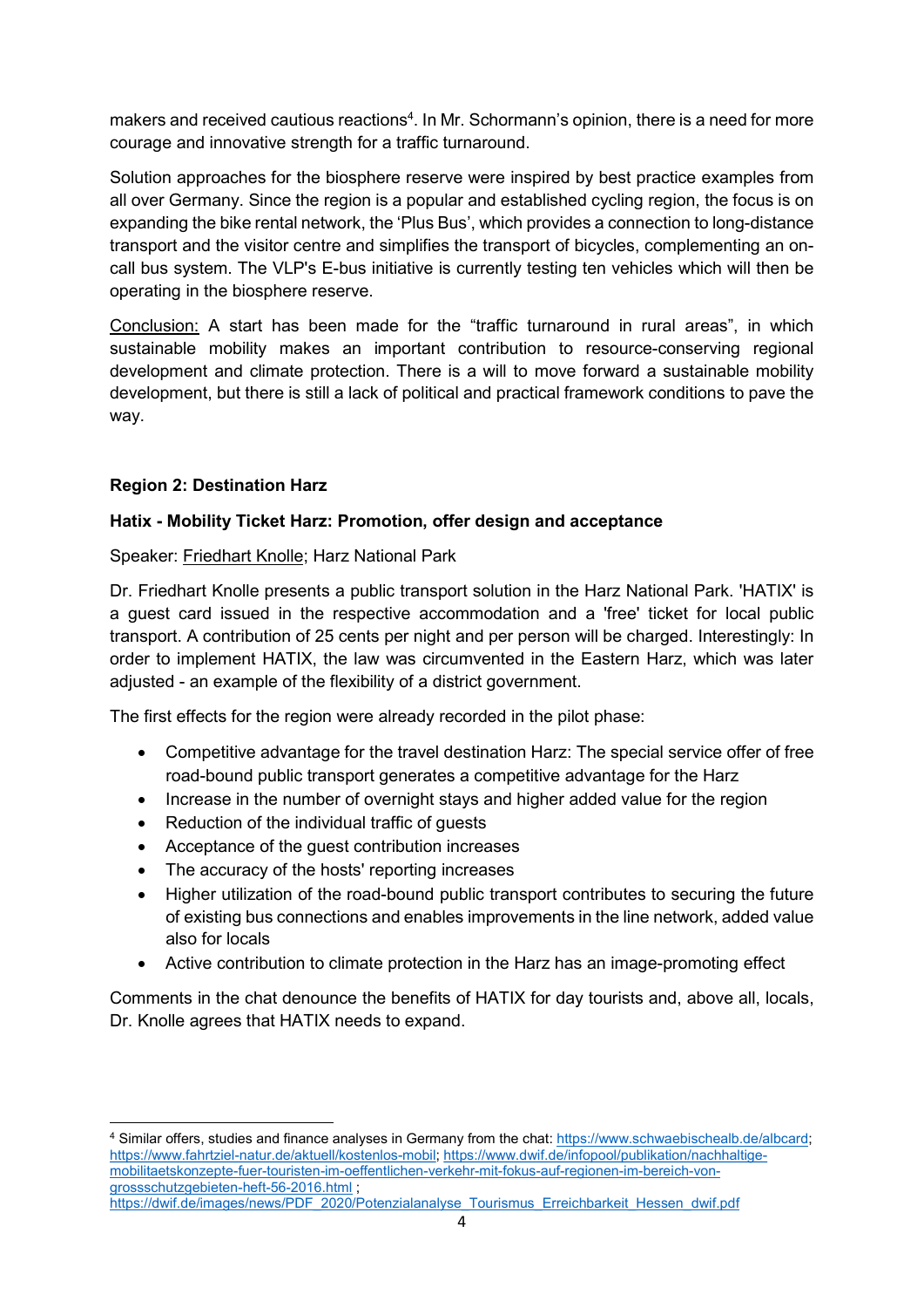makers and received cautious reactions[4]. In Mr. Schormann's opinion, there is a need for more courage and innovative strength for a traffic turnaround.

Solution approaches for the biosphere reserve were inspired by best practice examples from all over Germany. Since the region is a popular and established cycling region, the focus is on expanding the bike rental network, the 'Plus Bus', which provides a connection to long-distance transport and the visitor centre and simplifies the transport of bicycles, complementing an on-call bus system. The VLP's E-bus initiative is currently testing ten vehicles which will then be operating in the biosphere reserve.

Conclusion: A start has been made for the "traffic turnaround in rural areas", in which sustainable mobility makes an important contribution to resource-conserving regional development and climate protection. There is a will to move forward a sustainable mobility development, but there is still a lack of political and practical framework conditions to pave the way.

**Region 2: Destination Harz**

**Hatix - Mobility Ticket Harz: Promotion, offer design and acceptance**

Speaker: Friedhart Knolle; Harz National Park

Dr. Friedhart Knolle presents a public transport solution in the Harz National Park. 'HATIX' is a guest card issued in the respective accommodation and a 'free' ticket for local public transport. A contribution of 25 cents per night and per person will be charged. Interestingly: In order to implement HATIX, the law was circumvented in the Eastern Harz, which was later adjusted - an example of the flexibility of a district government.

The first effects for the region were already recorded in the pilot phase:

- Competitive advantage for the travel destination Harz: The special service offer of free road-bound public transport generates a competitive advantage for the Harz
- Increase in the number of overnight stays and higher added value for the region
- Reduction of the individual traffic of guests
- Acceptance of the guest contribution increases
- The accuracy of the hosts' reporting increases
- Higher utilization of the road-bound public transport contributes to securing the future of existing bus connections and enables improvements in the line network, added value also for locals
- Active contribution to climate protection in the Harz has an image-promoting effect

Comments in the chat denounce the benefits of HATIX for day tourists and, above all, locals, Dr. Knolle agrees that HATIX needs to expand.

---

[4] Similar offers, studies and finance analyses in Germany from the chat: https://www.schwaebischealb.de/albcard; https://www.fahrtziel-natur.de/aktuell/kostenlos-mobil; https://www.dwif.de/infopool/publikation/nachhaltige-mobilitaetskonzepte-fuer-touristen-im-oeffentlichen-verkehr-mit-fokus-auf-regionen-im-bereich-von-grossschutzgebieten-heft-56-2016.html ; https://dwif.de/images/news/PDF_2020/Potenzialanalyse_Tourismus_Erreichbarkeit_Hessen_dwif.pdf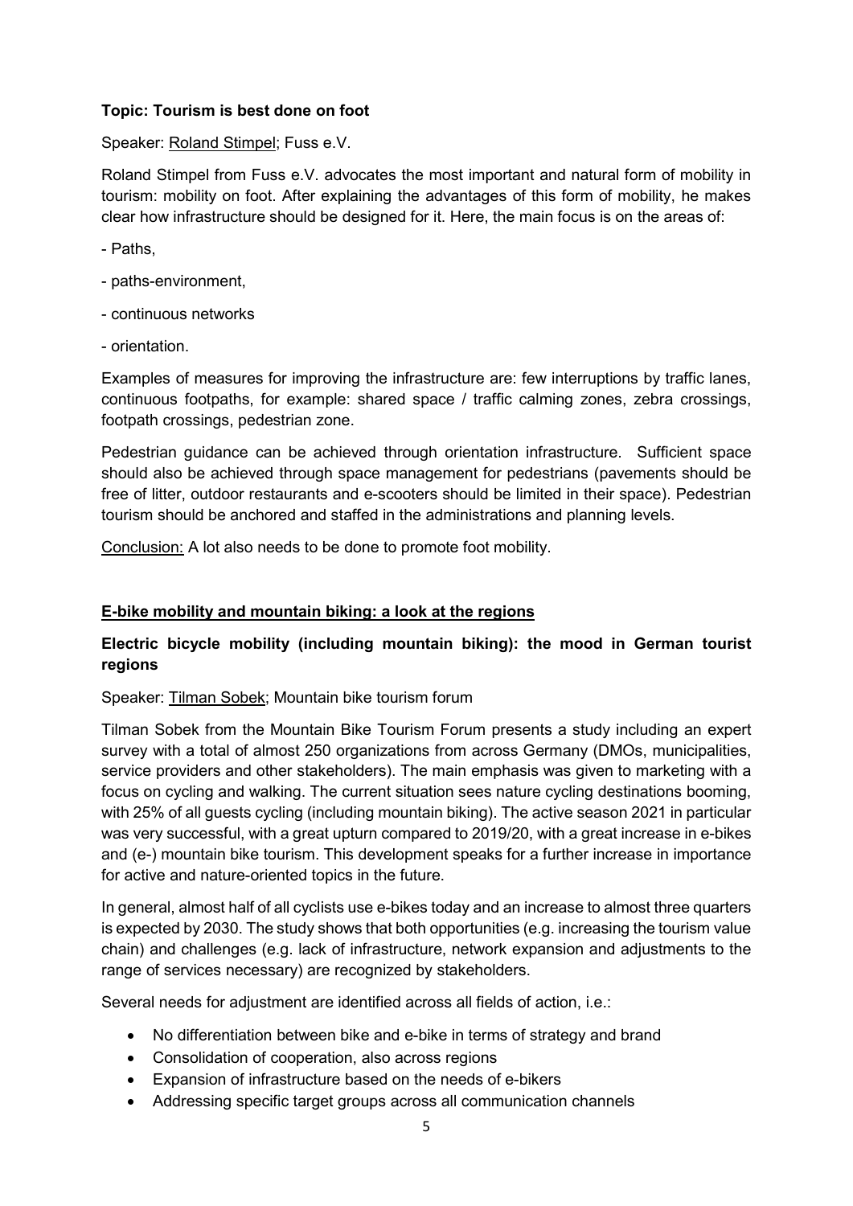**Topic: Tourism is best done on foot**

Speaker: Roland Stimpel; Fuss e.V.

Roland Stimpel from Fuss e.V. advocates the most important and natural form of mobility in tourism: mobility on foot. After explaining the advantages of this form of mobility, he makes clear how infrastructure should be designed for it. Here, the main focus is on the areas of:

- Paths,
- paths-environment,
- continuous networks
- orientation.

Examples of measures for improving the infrastructure are: few interruptions by traffic lanes, continuous footpaths, for example: shared space / traffic calming zones, zebra crossings, footpath crossings, pedestrian zone.

Pedestrian guidance can be achieved through orientation infrastructure. Sufficient space should also be achieved through space management for pedestrians (pavements should be free of litter, outdoor restaurants and e-scooters should be limited in their space). Pedestrian tourism should be anchored and staffed in the administrations and planning levels.

Conclusion: A lot also needs to be done to promote foot mobility.

## E-bike mobility and mountain biking: a look at the regions

**Electric bicycle mobility (including mountain biking): the mood in German tourist regions**

Speaker: Tilman Sobek; Mountain bike tourism forum

Tilman Sobek from the Mountain Bike Tourism Forum presents a study including an expert survey with a total of almost 250 organizations from across Germany (DMOs, municipalities, service providers and other stakeholders). The main emphasis was given to marketing with a focus on cycling and walking. The current situation sees nature cycling destinations booming, with 25% of all guests cycling (including mountain biking). The active season 2021 in particular was very successful, with a great upturn compared to 2019/20, with a great increase in e-bikes and (e-) mountain bike tourism. This development speaks for a further increase in importance for active and nature-oriented topics in the future.

In general, almost half of all cyclists use e-bikes today and an increase to almost three quarters is expected by 2030. The study shows that both opportunities (e.g. increasing the tourism value chain) and challenges (e.g. lack of infrastructure, network expansion and adjustments to the range of services necessary) are recognized by stakeholders.

Several needs for adjustment are identified across all fields of action, i.e.:

- No differentiation between bike and e-bike in terms of strategy and brand
- Consolidation of cooperation, also across regions
- Expansion of infrastructure based on the needs of e-bikers
- Addressing specific target groups across all communication channels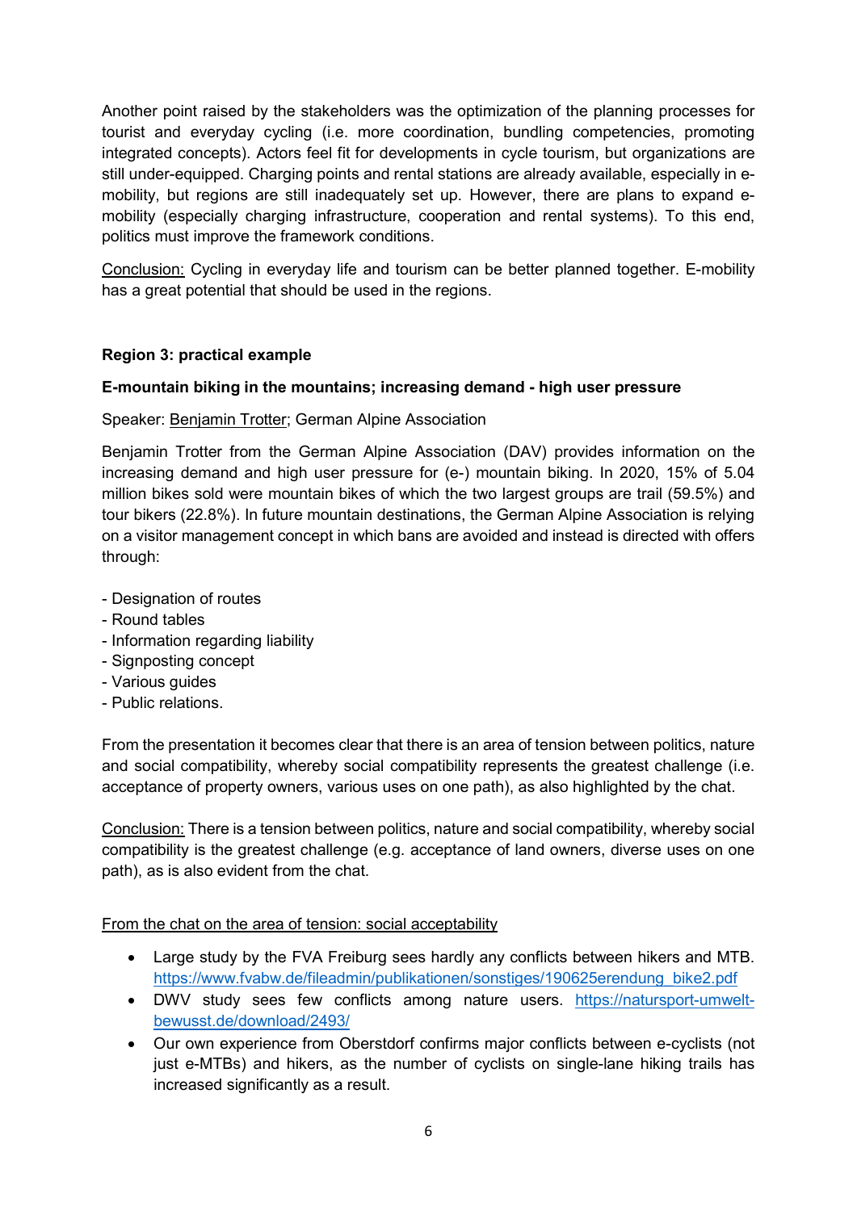Another point raised by the stakeholders was the optimization of the planning processes for tourist and everyday cycling (i.e. more coordination, bundling competencies, promoting integrated concepts). Actors feel fit for developments in cycle tourism, but organizations are still under-equipped. Charging points and rental stations are already available, especially in e-mobility, but regions are still inadequately set up. However, there are plans to expand e-mobility (especially charging infrastructure, cooperation and rental systems). To this end, politics must improve the framework conditions.

Conclusion: Cycling in everyday life and tourism can be better planned together. E-mobility has a great potential that should be used in the regions.

**Region 3: practical example**

**E-mountain biking in the mountains; increasing demand - high user pressure**

Speaker: Benjamin Trotter; German Alpine Association

Benjamin Trotter from the German Alpine Association (DAV) provides information on the increasing demand and high user pressure for (e-) mountain biking. In 2020, 15% of 5.04 million bikes sold were mountain bikes of which the two largest groups are trail (59.5%) and tour bikers (22.8%). In future mountain destinations, the German Alpine Association is relying on a visitor management concept in which bans are avoided and instead is directed with offers through:

- Designation of routes
- Round tables
- Information regarding liability
- Signposting concept
- Various guides
- Public relations.

From the presentation it becomes clear that there is an area of tension between politics, nature and social compatibility, whereby social compatibility represents the greatest challenge (i.e. acceptance of property owners, various uses on one path), as also highlighted by the chat.

Conclusion: There is a tension between politics, nature and social compatibility, whereby social compatibility is the greatest challenge (e.g. acceptance of land owners, diverse uses on one path), as is also evident from the chat.

From the chat on the area of tension: social acceptability

- Large study by the FVA Freiburg sees hardly any conflicts between hikers and MTB. https://www.fvabw.de/fileadmin/publikationen/sonstiges/190625erendung_bike2.pdf
- DWV study sees few conflicts among nature users. https://natursport-umwelt-bewusst.de/download/2493/
- Our own experience from Oberstdorf confirms major conflicts between e-cyclists (not just e-MTBs) and hikers, as the number of cyclists on single-lane hiking trails has increased significantly as a result.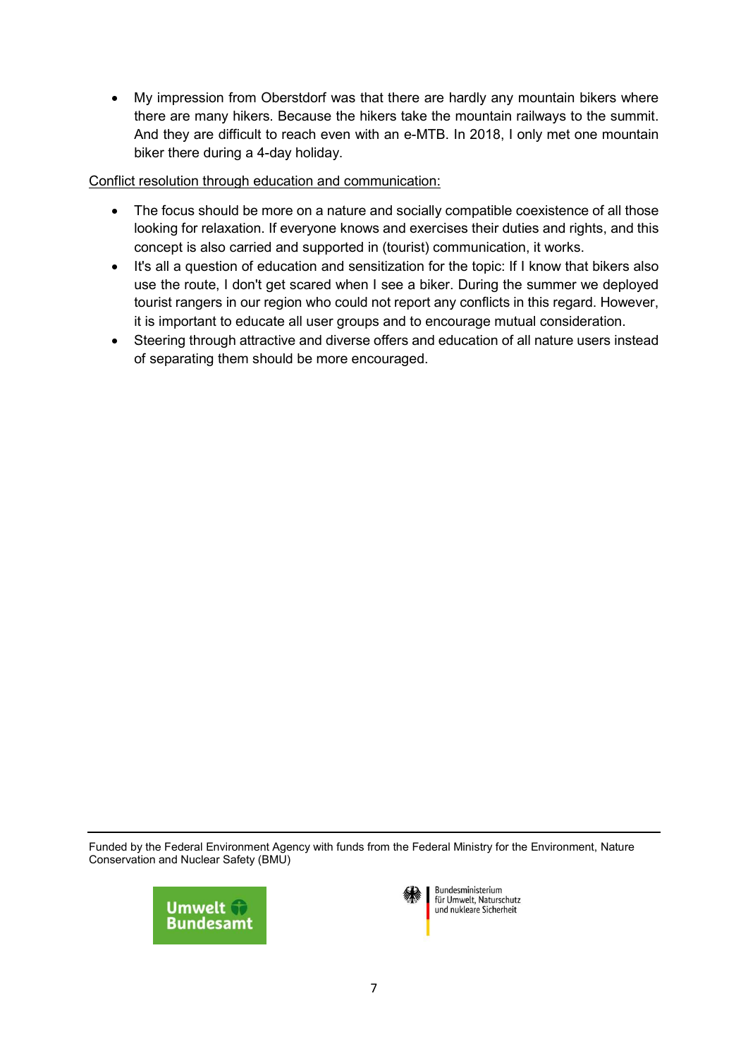- My impression from Oberstdorf was that there are hardly any mountain bikers where there are many hikers. Because the hikers take the mountain railways to the summit. And they are difficult to reach even with an e-MTB. In 2018, I only met one mountain biker there during a 4-day holiday.

<u>Conflict resolution through education and communication:</u>

- The focus should be more on a nature and socially compatible coexistence of all those looking for relaxation. If everyone knows and exercises their duties and rights, and this concept is also carried and supported in (tourist) communication, it works.
- It's all a question of education and sensitization for the topic: If I know that bikers also use the route, I don't get scared when I see a biker. During the summer we deployed tourist rangers in our region who could not report any conflicts in this regard. However, it is important to educate all user groups and to encourage mutual consideration.
- Steering through attractive and diverse offers and education of all nature users instead of separating them should be more encouraged.

Funded by the Federal Environment Agency with funds from the Federal Ministry for the Environment, Nature Conservation and Nuclear Safety (BMU)

Umwelt Bundesamt

Bundesministerium für Umwelt, Naturschutz und nukleare Sicherheit